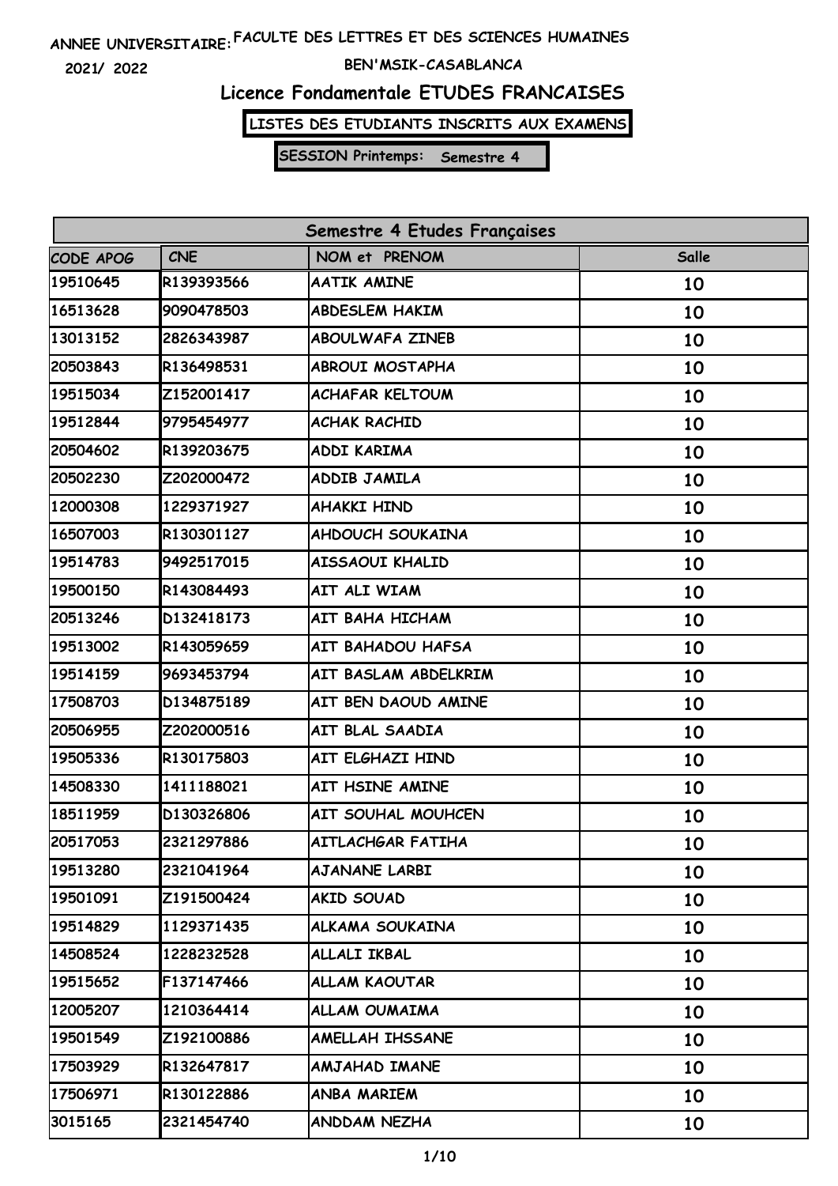ANNEE UNIVERSITAIRE: 2021/ 2022

FACULTE DES LETTRES ET DES SCIENCES HUMAINES

BEN'MSIK-CASABLANCA

# Licence Fondamentale ETUDES FRANCAISES

**LISTES DES ETUDIANTS INSCRITS AUX EXAMENS**

**SESSION Printemps: Semestre 4**

| Semestre 4 Etudes Françaises | | | |
|---|---|---|---|
| CODE APOG | CNE | NOM et PRENOM | Salle |
| 19510645 | R139393566 | AATIK AMINE | 10 |
| 16513628 | 9090478503 | ABDESLEM HAKIM | 10 |
| 13013152 | 2826343987 | ABOULWAFA ZINEB | 10 |
| 20503843 | R136498531 | ABROUI MOSTAPHA | 10 |
| 19515034 | Z152001417 | ACHAFAR KELTOUM | 10 |
| 19512844 | 9795454977 | ACHAK RACHID | 10 |
| 20504602 | R139203675 | ADDI KARIMA | 10 |
| 20502230 | Z202000472 | ADDIB JAMILA | 10 |
| 12000308 | 1229371927 | AHAKKI HIND | 10 |
| 16507003 | R130301127 | AHDOUCH SOUKAINA | 10 |
| 19514783 | 9492517015 | AISSAOUI KHALID | 10 |
| 19500150 | R143084493 | AIT ALI WIAM | 10 |
| 20513246 | D132418173 | AIT BAHA HICHAM | 10 |
| 19513002 | R143059659 | AIT BAHADOU HAFSA | 10 |
| 19514159 | 9693453794 | AIT BASLAM ABDELKRIM | 10 |
| 17508703 | D134875189 | AIT BEN DAOUD AMINE | 10 |
| 20506955 | Z202000516 | AIT BLAL SAADIA | 10 |
| 19505336 | R130175803 | AIT ELGHAZI HIND | 10 |
| 14508330 | 1411188021 | AIT HSINE AMINE | 10 |
| 18511959 | D130326806 | AIT SOUHAL MOUHCEN | 10 |
| 20517053 | 2321297886 | AITLACHGAR FATIHA | 10 |
| 19513280 | 2321041964 | AJANANE LARBI | 10 |
| 19501091 | Z191500424 | AKID SOUAD | 10 |
| 19514829 | 1129371435 | ALKAMA SOUKAINA | 10 |
| 14508524 | 1228232528 | ALLALI IKBAL | 10 |
| 19515652 | F137147466 | ALLAM KAOUTAR | 10 |
| 12005207 | 1210364414 | ALLAM OUMAIMA | 10 |
| 19501549 | Z192100886 | AMELLAH IHSSANE | 10 |
| 17503929 | R132647817 | AMJAHAD IMANE | 10 |
| 17506971 | R130122886 | ANBA MARIEM | 10 |
| 3015165 | 2321454740 | ANDDAM NEZHA | 10 |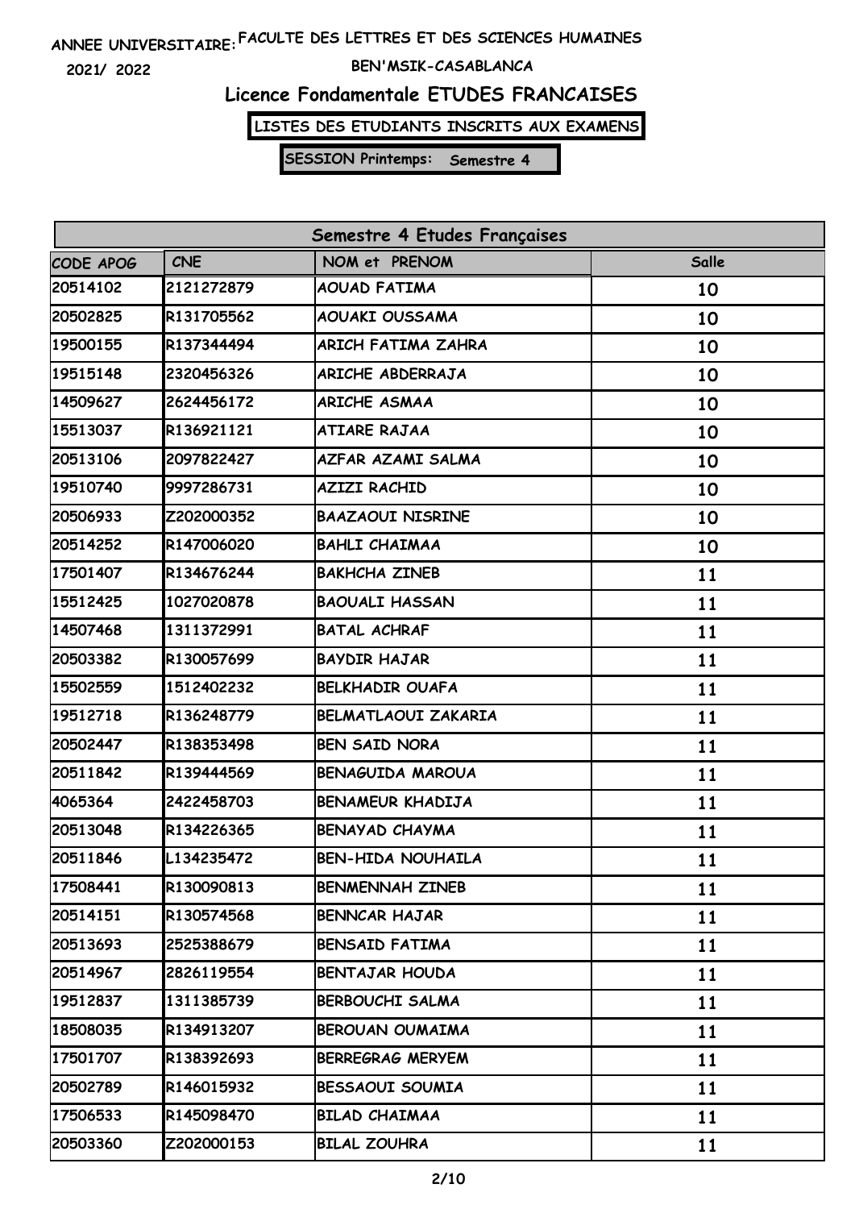ANNEE UNIVERSITAIRE: FACULTE DES LETTRES ET DES SCIENCES HUMAINES

2021/ 2022

BEN'MSIK-CASABLANCA

## Licence Fondamentale ETUDES FRANCAISES

**LISTES DES ETUDIANTS INSCRITS AUX EXAMENS**

**SESSION Printemps: Semestre 4**

| Semestre 4 Etudes Françaises | | | |
|---|---|---|---|
| CODE APOG | CNE | NOM et PRENOM | Salle |
| 20514102 | 2121272879 | AOUAD FATIMA | 10 |
| 20502825 | R131705562 | AOUAKI OUSSAMA | 10 |
| 19500155 | R137344494 | ARICH FATIMA ZAHRA | 10 |
| 19515148 | 2320456326 | ARICHE ABDERRAJA | 10 |
| 14509627 | 2624456172 | ARICHE ASMAA | 10 |
| 15513037 | R136921121 | ATIARE RAJAA | 10 |
| 20513106 | 2097822427 | AZFAR AZAMI SALMA | 10 |
| 19510740 | 9997286731 | AZIZI RACHID | 10 |
| 20506933 | Z202000352 | BAAZAOUI NISRINE | 10 |
| 20514252 | R147006020 | BAHLI CHAIMAA | 10 |
| 17501407 | R134676244 | BAKHCHA ZINEB | 11 |
| 15512425 | 1027020878 | BAOUALI HASSAN | 11 |
| 14507468 | 1311372991 | BATAL ACHRAF | 11 |
| 20503382 | R130057699 | BAYDIR HAJAR | 11 |
| 15502559 | 1512402232 | BELKHADIR OUAFA | 11 |
| 19512718 | R136248779 | BELMATLAOUI ZAKARIA | 11 |
| 20502447 | R138353498 | BEN SAID NORA | 11 |
| 20511842 | R139444569 | BENAGUIDA MAROUA | 11 |
| 4065364 | 2422458703 | BENAMEUR KHADIJA | 11 |
| 20513048 | R134226365 | BENAYAD CHAYMA | 11 |
| 20511846 | L134235472 | BEN-HIDA NOUHAILA | 11 |
| 17508441 | R130090813 | BENMENNAH ZINEB | 11 |
| 20514151 | R130574568 | BENNCAR HAJAR | 11 |
| 20513693 | 2525388679 | BENSAID FATIMA | 11 |
| 20514967 | 2826119554 | BENTAJAR HOUDA | 11 |
| 19512837 | 1311385739 | BERBOUCHI SALMA | 11 |
| 18508035 | R134913207 | BEROUAN OUMAIMA | 11 |
| 17501707 | R138392693 | BERREGRAG MERYEM | 11 |
| 20502789 | R146015932 | BESSAOUI SOUMIA | 11 |
| 17506533 | R145098470 | BILAD CHAIMAA | 11 |
| 20503360 | Z202000153 | BILAL ZOUHRA | 11 |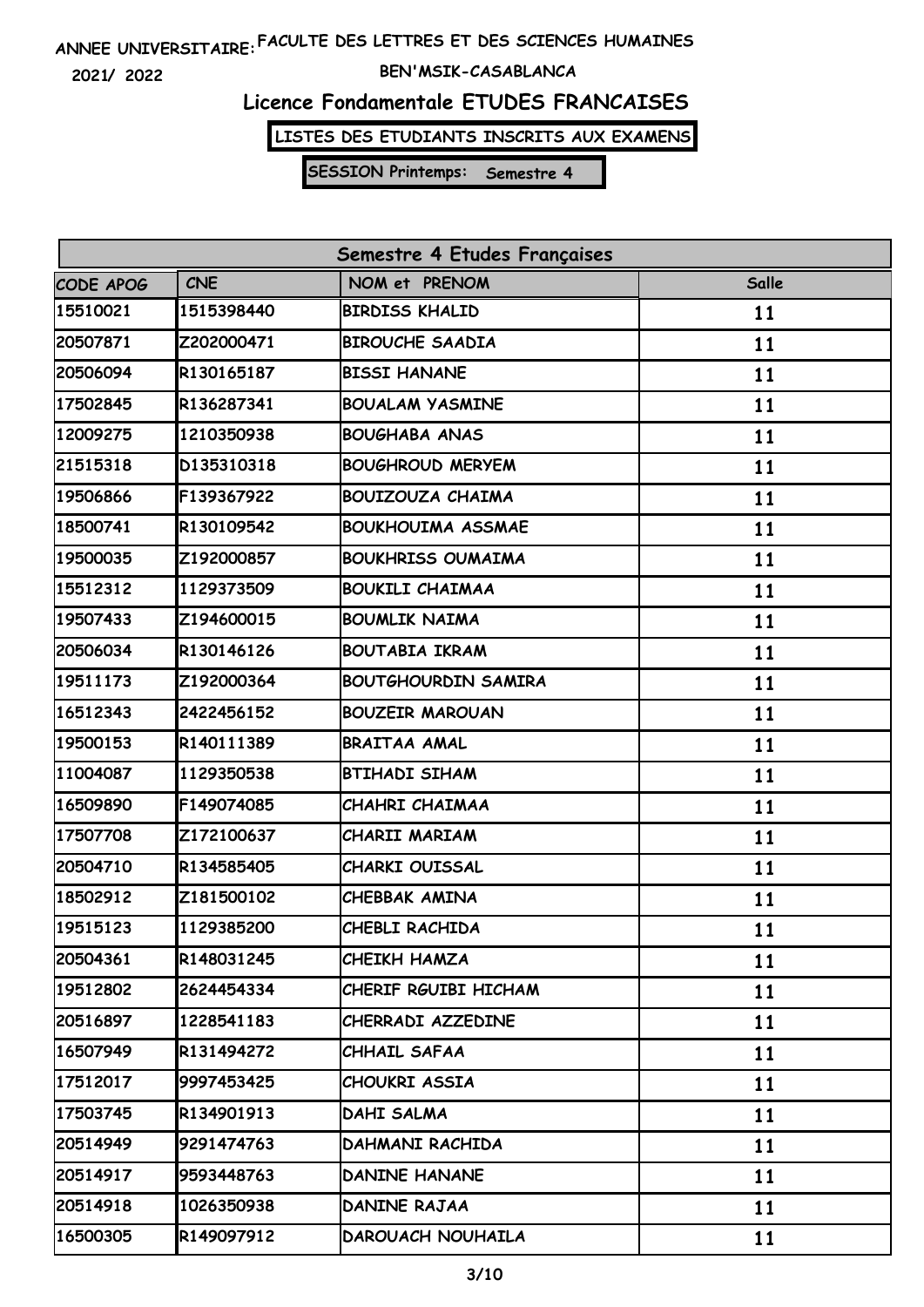ANNEE UNIVERSITAIRE: FACULTE DES LETTRES ET DES SCIENCES HUMAINES

2021/ 2022

BEN'MSIK-CASABLANCA

# Licence Fondamentale ETUDES FRANCAISES

**LISTES DES ETUDIANTS INSCRITS AUX EXAMENS**

**SESSION Printemps: Semestre 4**

| Semestre 4 Etudes Françaises | | | |
|---|---|---|---|
| CODE APOG | CNE | NOM et PRENOM | Salle |
| 15510021 | 1515398440 | BIRDISS KHALID | 11 |
| 20507871 | Z202000471 | BIROUCHE SAADIA | 11 |
| 20506094 | R130165187 | BISSI HANANE | 11 |
| 17502845 | R136287341 | BOUALAM YASMINE | 11 |
| 12009275 | 1210350938 | BOUGHABA ANAS | 11 |
| 21515318 | D135310318 | BOUGHROUD MERYEM | 11 |
| 19506866 | F139367922 | BOUIZOUZA CHAIMA | 11 |
| 18500741 | R130109542 | BOUKHOUIMA ASSMAE | 11 |
| 19500035 | Z192000857 | BOUKHRISS OUMAIMA | 11 |
| 15512312 | 1129373509 | BOUKILI CHAIMAA | 11 |
| 19507433 | Z194600015 | BOUMLIK NAIMA | 11 |
| 20506034 | R130146126 | BOUTABIA IKRAM | 11 |
| 19511173 | Z192000364 | BOUTGHOURDIN SAMIRA | 11 |
| 16512343 | 2422456152 | BOUZEIR MAROUAN | 11 |
| 19500153 | R140111389 | BRAITAA AMAL | 11 |
| 11004087 | 1129350538 | BTIHADI SIHAM | 11 |
| 16509890 | F149074085 | CHAHRI CHAIMAA | 11 |
| 17507708 | Z172100637 | CHARII MARIAM | 11 |
| 20504710 | R134585405 | CHARKI OUISSAL | 11 |
| 18502912 | Z181500102 | CHEBBAK AMINA | 11 |
| 19515123 | 1129385200 | CHEBLI RACHIDA | 11 |
| 20504361 | R148031245 | CHEIKH HAMZA | 11 |
| 19512802 | 2624454334 | CHERIF RGUIBI HICHAM | 11 |
| 20516897 | 1228541183 | CHERRADI AZZEDINE | 11 |
| 16507949 | R131494272 | CHHAIL SAFAA | 11 |
| 17512017 | 9997453425 | CHOUKRI ASSIA | 11 |
| 17503745 | R134901913 | DAHI SALMA | 11 |
| 20514949 | 9291474763 | DAHMANI RACHIDA | 11 |
| 20514917 | 9593448763 | DANINE HANANE | 11 |
| 20514918 | 1026350938 | DANINE RAJAA | 11 |
| 16500305 | R149097912 | DAROUACH NOUHAILA | 11 |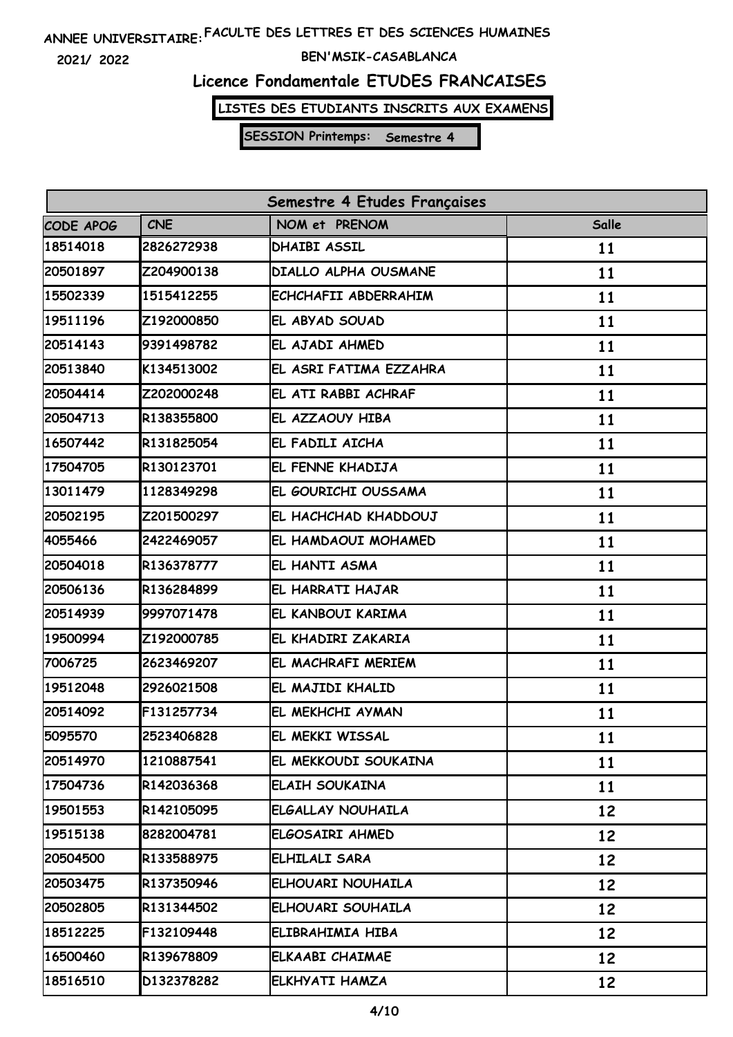ANNEE UNIVERSITAIRE: 2021/ 2022

FACULTE DES LETTRES ET DES SCIENCES HUMAINES

BEN'MSIK-CASABLANCA

## Licence Fondamentale ETUDES FRANCAISES

**LISTES DES ETUDIANTS INSCRITS AUX EXAMENS**

**SESSION Printemps: Semestre 4**

| Semestre 4 Etudes Françaises | | | |
|---|---|---|---|
| CODE APOG | CNE | NOM et PRENOM | Salle |
| 18514018 | 2826272938 | DHAIBI ASSIL | 11 |
| 20501897 | Z204900138 | DIALLO ALPHA OUSMANE | 11 |
| 15502339 | 1515412255 | ECHCHAFII ABDERRAHIM | 11 |
| 19511196 | Z192000850 | EL ABYAD SOUAD | 11 |
| 20514143 | 9391498782 | EL AJADI AHMED | 11 |
| 20513840 | K134513002 | EL ASRI FATIMA EZZAHRA | 11 |
| 20504414 | Z202000248 | EL ATI RABBI ACHRAF | 11 |
| 20504713 | R138355800 | EL AZZAOUY HIBA | 11 |
| 16507442 | R131825054 | EL FADILI AICHA | 11 |
| 17504705 | R130123701 | EL FENNE KHADIJA | 11 |
| 13011479 | 1128349298 | EL GOURICHI OUSSAMA | 11 |
| 20502195 | Z201500297 | EL HACHCHAD KHADDOUJ | 11 |
| 4055466 | 2422469057 | EL HAMDAOUI MOHAMED | 11 |
| 20504018 | R136378777 | EL HANTI ASMA | 11 |
| 20506136 | R136284899 | EL HARRATI HAJAR | 11 |
| 20514939 | 9997071478 | EL KANBOUI KARIMA | 11 |
| 19500994 | Z192000785 | EL KHADIRI ZAKARIA | 11 |
| 7006725 | 2623469207 | EL MACHRAFI MERIEM | 11 |
| 19512048 | 2926021508 | EL MAJIDI KHALID | 11 |
| 20514092 | F131257734 | EL MEKHCHI AYMAN | 11 |
| 5095570 | 2523406828 | EL MEKKI WISSAL | 11 |
| 20514970 | 1210887541 | EL MEKKOUDI SOUKAINA | 11 |
| 17504736 | R142036368 | ELAIH SOUKAINA | 11 |
| 19501553 | R142105095 | ELGALLAY NOUHAILA | 12 |
| 19515138 | 8282004781 | ELGOSAIRI AHMED | 12 |
| 20504500 | R133588975 | ELHILALI SARA | 12 |
| 20503475 | R137350946 | ELHOUARI NOUHAILA | 12 |
| 20502805 | R131344502 | ELHOUARI SOUHAILA | 12 |
| 18512225 | F132109448 | ELIBRAHIMIA HIBA | 12 |
| 16500460 | R139678809 | ELKAABI CHAIMAE | 12 |
| 18516510 | D132378282 | ELKHYATI HAMZA | 12 |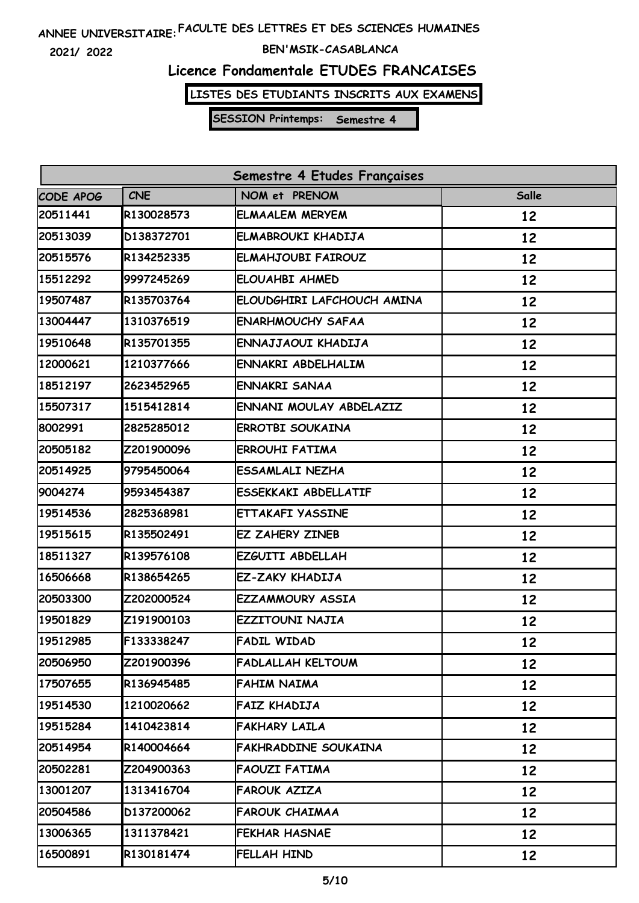ANNEE UNIVERSITAIRE: FACULTE DES LETTRES ET DES SCIENCES HUMAINES

2021/ 2022

BEN'MSIK-CASABLANCA

# Licence Fondamentale ETUDES FRANCAISES

**LISTES DES ETUDIANTS INSCRITS AUX EXAMENS**

**SESSION Printemps: Semestre 4**

| Semestre 4 Etudes Françaises | | | |
|---|---|---|---|
| CODE APOG | CNE | NOM et PRENOM | Salle |
| 20511441 | R130028573 | ELMAALEM MERYEM | 12 |
| 20513039 | D138372701 | ELMABROUKI KHADIJA | 12 |
| 20515576 | R134252335 | ELMAHJOUBI FAIROUZ | 12 |
| 15512292 | 9997245269 | ELOUAHBI AHMED | 12 |
| 19507487 | R135703764 | ELOUDGHIRI LAFCHOUCH AMINA | 12 |
| 13004447 | 1310376519 | ENARHMOUCHY SAFAA | 12 |
| 19510648 | R135701355 | ENNAJJAOUI KHADIJA | 12 |
| 12000621 | 1210377666 | ENNAKRI ABDELHALIM | 12 |
| 18512197 | 2623452965 | ENNAKRI SANAA | 12 |
| 15507317 | 1515412814 | ENNANI MOULAY ABDELAZIZ | 12 |
| 8002991 | 2825285012 | ERROTBI SOUKAINA | 12 |
| 20505182 | Z201900096 | ERROUHI FATIMA | 12 |
| 20514925 | 9795450064 | ESSAMLALI NEZHA | 12 |
| 9004274 | 9593454387 | ESSEKKAKI ABDELLATIF | 12 |
| 19514536 | 2825368981 | ETTAKAFI YASSINE | 12 |
| 19515615 | R135502491 | EZ ZAHERY ZINEB | 12 |
| 18511327 | R139576108 | EZGUITI ABDELLAH | 12 |
| 16506668 | R138654265 | EZ-ZAKY KHADIJA | 12 |
| 20503300 | Z202000524 | EZZAMMOURY ASSIA | 12 |
| 19501829 | Z191900103 | EZZITOUNI NAJIA | 12 |
| 19512985 | F133338247 | FADIL WIDAD | 12 |
| 20506950 | Z201900396 | FADLALLAH KELTOUM | 12 |
| 17507655 | R136945485 | FAHIM NAIMA | 12 |
| 19514530 | 1210020662 | FAIZ KHADIJA | 12 |
| 19515284 | 1410423814 | FAKHARY LAILA | 12 |
| 20514954 | R140004664 | FAKHRADDINE SOUKAINA | 12 |
| 20502281 | Z204900363 | FAOUZI FATIMA | 12 |
| 13001207 | 1313416704 | FAROUK AZIZA | 12 |
| 20504586 | D137200062 | FAROUK CHAIMAA | 12 |
| 13006365 | 1311378421 | FEKHAR HASNAE | 12 |
| 16500891 | R130181474 | FELLAH HIND | 12 |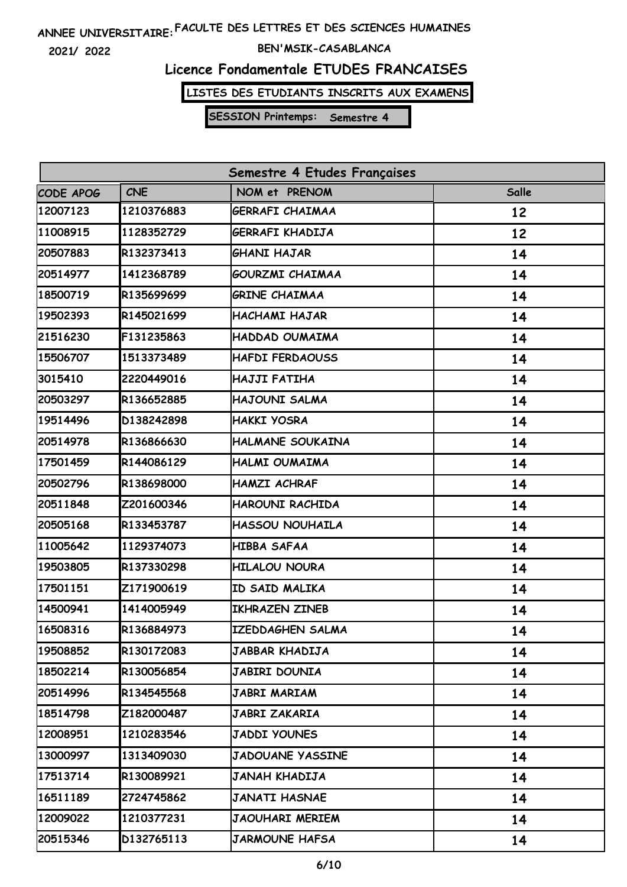ANNEE UNIVERSITAIRE: FACULTE DES LETTRES ET DES SCIENCES HUMAINES

2021/ 2022

BEN'MSIK-CASABLANCA

## Licence Fondamentale ETUDES FRANCAISES

**LISTES DES ETUDIANTS INSCRITS AUX EXAMENS**

**SESSION Printemps: Semestre 4**

| Semestre 4 Etudes Françaises | | | |
|---|---|---|---|
| CODE APOG | CNE | NOM et PRENOM | Salle |
| 12007123 | 1210376883 | GERRAFI CHAIMAA | 12 |
| 11008915 | 1128352729 | GERRAFI KHADIJA | 12 |
| 20507883 | R132373413 | GHANI HAJAR | 14 |
| 20514977 | 1412368789 | GOURZMI CHAIMAA | 14 |
| 18500719 | R135699699 | GRINE CHAIMAA | 14 |
| 19502393 | R145021699 | HACHAMI HAJAR | 14 |
| 21516230 | F131235863 | HADDAD OUMAIMA | 14 |
| 15506707 | 1513373489 | HAFDI FERDAOUSS | 14 |
| 3015410 | 2220449016 | HAJJI FATIHA | 14 |
| 20503297 | R136652885 | HAJOUNI SALMA | 14 |
| 19514496 | D138242898 | HAKKI YOSRA | 14 |
| 20514978 | R136866630 | HALMANE SOUKAINA | 14 |
| 17501459 | R144086129 | HALMI OUMAIMA | 14 |
| 20502796 | R138698000 | HAMZI ACHRAF | 14 |
| 20511848 | Z201600346 | HAROUNI RACHIDA | 14 |
| 20505168 | R133453787 | HASSOU NOUHAILA | 14 |
| 11005642 | 1129374073 | HIBBA SAFAA | 14 |
| 19503805 | R137330298 | HILALOU NOURA | 14 |
| 17501151 | Z171900619 | ID SAID MALIKA | 14 |
| 14500941 | 1414005949 | IKHRAZEN ZINEB | 14 |
| 16508316 | R136884973 | IZEDDAGHEN SALMA | 14 |
| 19508852 | R130172083 | JABBAR KHADIJA | 14 |
| 18502214 | R130056854 | JABIRI DOUNIA | 14 |
| 20514996 | R134545568 | JABRI MARIAM | 14 |
| 18514798 | Z182000487 | JABRI ZAKARIA | 14 |
| 12008951 | 1210283546 | JADDI YOUNES | 14 |
| 13000997 | 1313409030 | JADOUANE YASSINE | 14 |
| 17513714 | R130089921 | JANAH KHADIJA | 14 |
| 16511189 | 2724745862 | JANATI HASNAE | 14 |
| 12009022 | 1210377231 | JAOUHARI MERIEM | 14 |
| 20515346 | D132765113 | JARMOUNE HAFSA | 14 |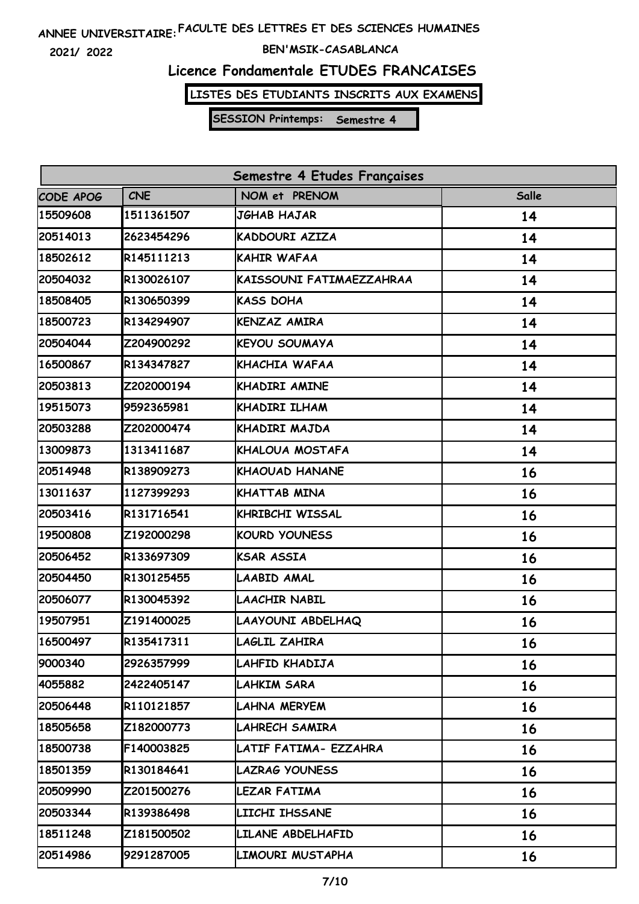ANNEE UNIVERSITAIRE: FACULTE DES LETTRES ET DES SCIENCES HUMAINES

2021/ 2022 BEN'MSIK-CASABLANCA

# Licence Fondamentale ETUDES FRANCAISES

**LISTES DES ETUDIANTS INSCRITS AUX EXAMENS**

**SESSION Printemps: Semestre 4**

| Semestre 4 Etudes Françaises | | | |
|---|---|---|---|
| CODE APOG | CNE | NOM et PRENOM | Salle |
| 15509608 | 1511361507 | JGHAB HAJAR | 14 |
| 20514013 | 2623454296 | KADDOURI AZIZA | 14 |
| 18502612 | R145111213 | KAHIR WAFAA | 14 |
| 20504032 | R130026107 | KAISSOUNI FATIMAEZZAHRAA | 14 |
| 18508405 | R130650399 | KASS DOHA | 14 |
| 18500723 | R134294907 | KENZAZ AMIRA | 14 |
| 20504044 | Z204900292 | KEYOU SOUMAYA | 14 |
| 16500867 | R134347827 | KHACHIA WAFAA | 14 |
| 20503813 | Z202000194 | KHADIRI AMINE | 14 |
| 19515073 | 9592365981 | KHADIRI ILHAM | 14 |
| 20503288 | Z202000474 | KHADIRI MAJDA | 14 |
| 13009873 | 1313411687 | KHALOUA MOSTAFA | 14 |
| 20514948 | R138909273 | KHAOUAD HANANE | 16 |
| 13011637 | 1127399293 | KHATTAB MINA | 16 |
| 20503416 | R131716541 | KHRIBCHI WISSAL | 16 |
| 19500808 | Z192000298 | KOURD YOUNESS | 16 |
| 20506452 | R133697309 | KSAR ASSIA | 16 |
| 20504450 | R130125455 | LAABID AMAL | 16 |
| 20506077 | R130045392 | LAACHIR NABIL | 16 |
| 19507951 | Z191400025 | LAAYOUNI ABDELHAQ | 16 |
| 16500497 | R135417311 | LAGLIL ZAHIRA | 16 |
| 9000340 | 2926357999 | LAHFID KHADIJA | 16 |
| 4055882 | 2422405147 | LAHKIM SARA | 16 |
| 20506448 | R110121857 | LAHNA MERYEM | 16 |
| 18505658 | Z182000773 | LAHRECH SAMIRA | 16 |
| 18500738 | F140003825 | LATIF FATIMA- EZZAHRA | 16 |
| 18501359 | R130184641 | LAZRAG YOUNESS | 16 |
| 20509990 | Z201500276 | LEZAR FATIMA | 16 |
| 20503344 | R139386498 | LIICHI IHSSANE | 16 |
| 18511248 | Z181500502 | LILANE ABDELHAFID | 16 |
| 20514986 | 9291287005 | LIMOURI MUSTAPHA | 16 |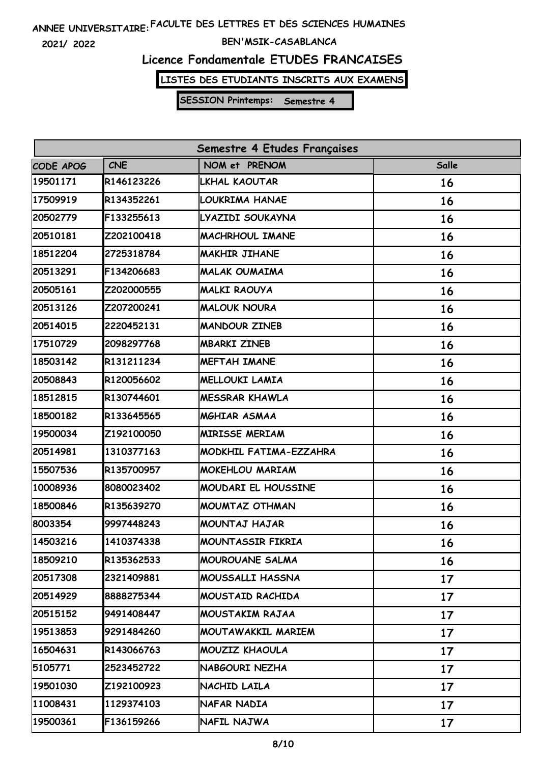ANNEE UNIVERSITAIRE: FACULTE DES LETTRES ET DES SCIENCES HUMAINES

2021/ 2022

BEN'MSIK-CASABLANCA

## Licence Fondamentale ETUDES FRANCAISES

**LISTES DES ETUDIANTS INSCRITS AUX EXAMENS**

**SESSION Printemps: Semestre 4**

| Semestre 4 Etudes Françaises | | | |
|---|---|---|---|
| CODE APOG | CNE | NOM et PRENOM | Salle |
| 19501171 | R146123226 | LKHAL KAOUTAR | 16 |
| 17509919 | R134352261 | LOUKRIMA HANAE | 16 |
| 20502779 | F133255613 | LYAZIDI SOUKAYNA | 16 |
| 20510181 | Z202100418 | MACHRHOUL IMANE | 16 |
| 18512204 | 2725318784 | MAKHIR JIHANE | 16 |
| 20513291 | F134206683 | MALAK OUMAIMA | 16 |
| 20505161 | Z202000555 | MALKI RAOUYA | 16 |
| 20513126 | Z207200241 | MALOUK NOURA | 16 |
| 20514015 | 2220452131 | MANDOUR ZINEB | 16 |
| 17510729 | 2098297768 | MBARKI ZINEB | 16 |
| 18503142 | R131211234 | MEFTAH IMANE | 16 |
| 20508843 | R120056602 | MELLOUKI LAMIA | 16 |
| 18512815 | R130744601 | MESSRAR KHAWLA | 16 |
| 18500182 | R133645565 | MGHIAR ASMAA | 16 |
| 19500034 | Z192100050 | MIRISSE MERIAM | 16 |
| 20514981 | 1310377163 | MODKHIL FATIMA-EZZAHRA | 16 |
| 15507536 | R135700957 | MOKEHLOU MARIAM | 16 |
| 10008936 | 8080023402 | MOUDARI EL HOUSSINE | 16 |
| 18500846 | R135639270 | MOUMTAZ OTHMAN | 16 |
| 8003354 | 9997448243 | MOUNTAJ HAJAR | 16 |
| 14503216 | 1410374338 | MOUNTASSIR FIKRIA | 16 |
| 18509210 | R135362533 | MOUROUANE SALMA | 16 |
| 20517308 | 2321409881 | MOUSSALLI HASSNA | 17 |
| 20514929 | 8888275344 | MOUSTAID RACHIDA | 17 |
| 20515152 | 9491408447 | MOUSTAKIM RAJAA | 17 |
| 19513853 | 9291484260 | MOUTAWAKKIL MARIEM | 17 |
| 16504631 | R143066763 | MOUZIZ KHAOULA | 17 |
| 5105771 | 2523452722 | NABGOURI NEZHA | 17 |
| 19501030 | Z192100923 | NACHID LAILA | 17 |
| 11008431 | 1129374103 | NAFAR NADIA | 17 |
| 19500361 | F136159266 | NAFIL NAJWA | 17 |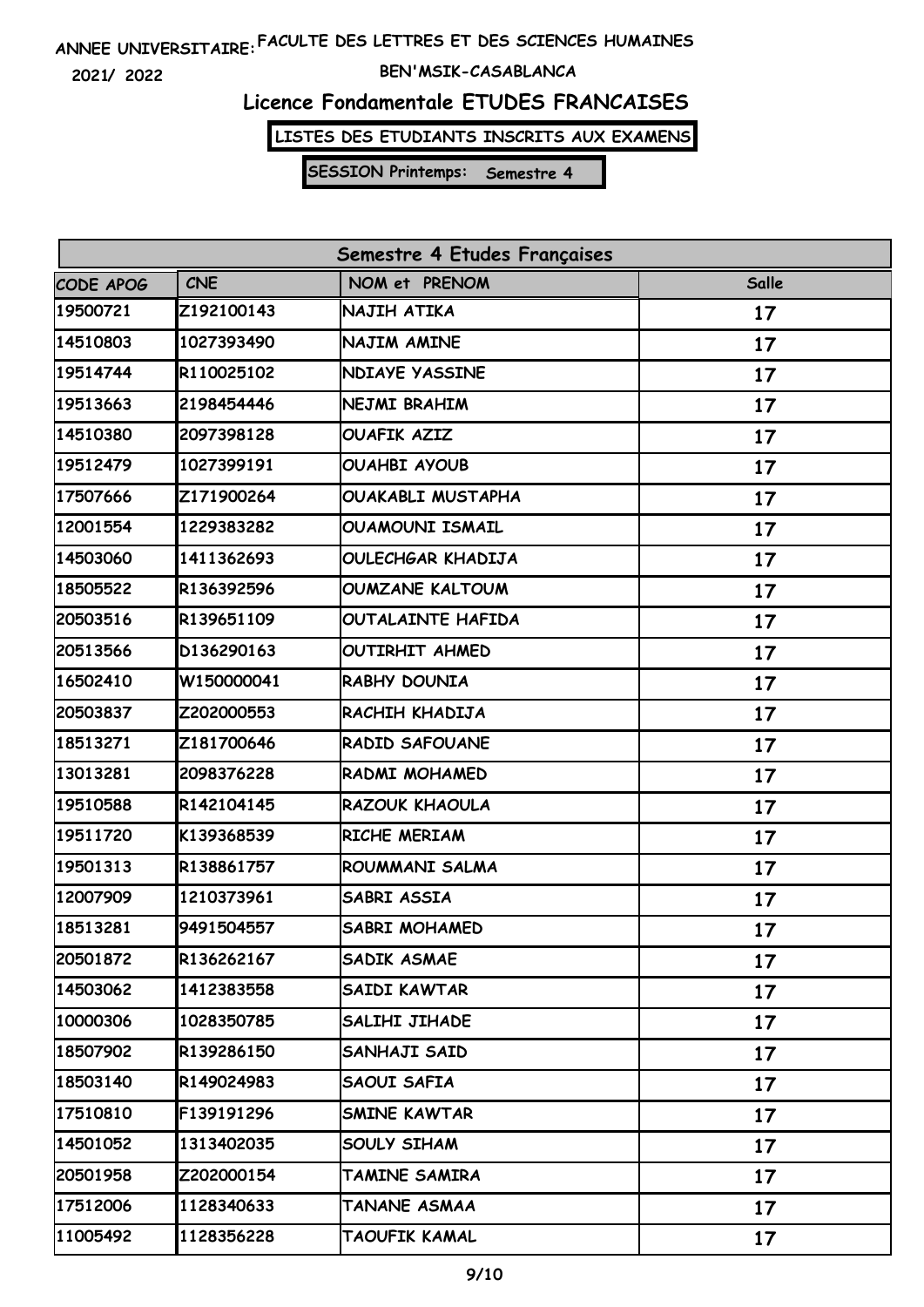ANNEE UNIVERSITAIRE: FACULTE DES LETTRES ET DES SCIENCES HUMAINES

2021/ 2022

BEN'MSIK-CASABLANCA

## Licence Fondamentale ETUDES FRANCAISES

**LISTES DES ETUDIANTS INSCRITS AUX EXAMENS**

**SESSION Printemps: Semestre 4**

| Semestre 4 Etudes Françaises | | | |
|---|---|---|---|
| CODE APOG | CNE | NOM et PRENOM | Salle |
| 19500721 | Z192100143 | NAJIH ATIKA | 17 |
| 14510803 | 1027393490 | NAJIM AMINE | 17 |
| 19514744 | R110025102 | NDIAYE YASSINE | 17 |
| 19513663 | 2198454446 | NEJMI BRAHIM | 17 |
| 14510380 | 2097398128 | OUAFIK AZIZ | 17 |
| 19512479 | 1027399191 | OUAHBI AYOUB | 17 |
| 17507666 | Z171900264 | OUAKABLI MUSTAPHA | 17 |
| 12001554 | 1229383282 | OUAMOUNI ISMAIL | 17 |
| 14503060 | 1411362693 | OULECHGAR KHADIJA | 17 |
| 18505522 | R136392596 | OUMZANE KALTOUM | 17 |
| 20503516 | R139651109 | OUTALAINTE HAFIDA | 17 |
| 20513566 | D136290163 | OUTIRHIT AHMED | 17 |
| 16502410 | W150000041 | RABHY DOUNIA | 17 |
| 20503837 | Z202000553 | RACHIH KHADIJA | 17 |
| 18513271 | Z181700646 | RADID SAFOUANE | 17 |
| 13013281 | 2098376228 | RADMI MOHAMED | 17 |
| 19510588 | R142104145 | RAZOUK KHAOULA | 17 |
| 19511720 | K139368539 | RICHE MERIAM | 17 |
| 19501313 | R138861757 | ROUMMANI SALMA | 17 |
| 12007909 | 1210373961 | SABRI ASSIA | 17 |
| 18513281 | 9491504557 | SABRI MOHAMED | 17 |
| 20501872 | R136262167 | SADIK ASMAE | 17 |
| 14503062 | 1412383558 | SAIDI KAWTAR | 17 |
| 10000306 | 1028350785 | SALIHI JIHADE | 17 |
| 18507902 | R139286150 | SANHAJI SAID | 17 |
| 18503140 | R149024983 | SAOUI SAFIA | 17 |
| 17510810 | F139191296 | SMINE KAWTAR | 17 |
| 14501052 | 1313402035 | SOULY SIHAM | 17 |
| 20501958 | Z202000154 | TAMINE SAMIRA | 17 |
| 17512006 | 1128340633 | TANANE ASMAA | 17 |
| 11005492 | 1128356228 | TAOUFIK KAMAL | 17 |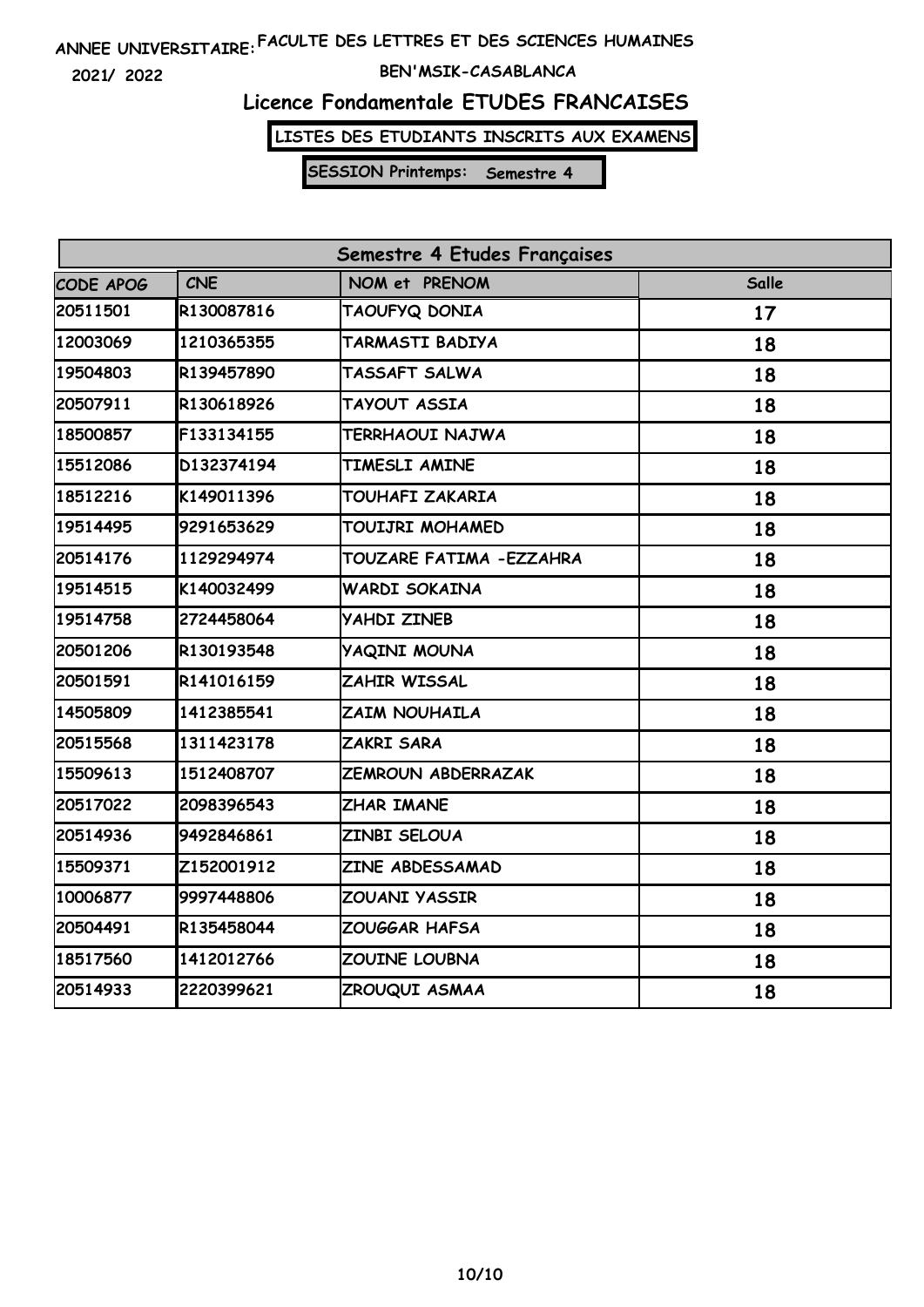ANNEE UNIVERSITAIRE: 2021/ 2022

FACULTE DES LETTRES ET DES SCIENCES HUMAINES
BEN'MSIK-CASABLANCA

## Licence Fondamentale ETUDES FRANCAISES

**LISTES DES ETUDIANTS INSCRITS AUX EXAMENS**

**SESSION Printemps: Semestre 4**

| Semestre 4 Etudes Françaises | | | |
|---|---|---|---|
| CODE APOG | CNE | NOM et PRENOM | Salle |
| 20511501 | R130087816 | TAOUFYQ DONIA | 17 |
| 12003069 | 1210365355 | TARMASTI BADIYA | 18 |
| 19504803 | R139457890 | TASSAFT SALWA | 18 |
| 20507911 | R130618926 | TAYOUT ASSIA | 18 |
| 18500857 | F133134155 | TERRHAOUI NAJWA | 18 |
| 15512086 | D132374194 | TIMESLI AMINE | 18 |
| 18512216 | K149011396 | TOUHAFI ZAKARIA | 18 |
| 19514495 | 9291653629 | TOUIJRI MOHAMED | 18 |
| 20514176 | 1129294974 | TOUZARE FATIMA -EZZAHRA | 18 |
| 19514515 | K140032499 | WARDI SOKAINA | 18 |
| 19514758 | 2724458064 | YAHDI ZINEB | 18 |
| 20501206 | R130193548 | YAQINI MOUNA | 18 |
| 20501591 | R141016159 | ZAHIR WISSAL | 18 |
| 14505809 | 1412385541 | ZAIM NOUHAILA | 18 |
| 20515568 | 1311423178 | ZAKRI SARA | 18 |
| 15509613 | 1512408707 | ZEMROUN ABDERRAZAK | 18 |
| 20517022 | 2098396543 | ZHAR IMANE | 18 |
| 20514936 | 9492846861 | ZINBI SELOUA | 18 |
| 15509371 | Z152001912 | ZINE ABDESSAMAD | 18 |
| 10006877 | 9997448806 | ZOUANI YASSIR | 18 |
| 20504491 | R135458044 | ZOUGGAR HAFSA | 18 |
| 18517560 | 1412012766 | ZOUINE LOUBNA | 18 |
| 20514933 | 2220399621 | ZROUQUI ASMAA | 18 |